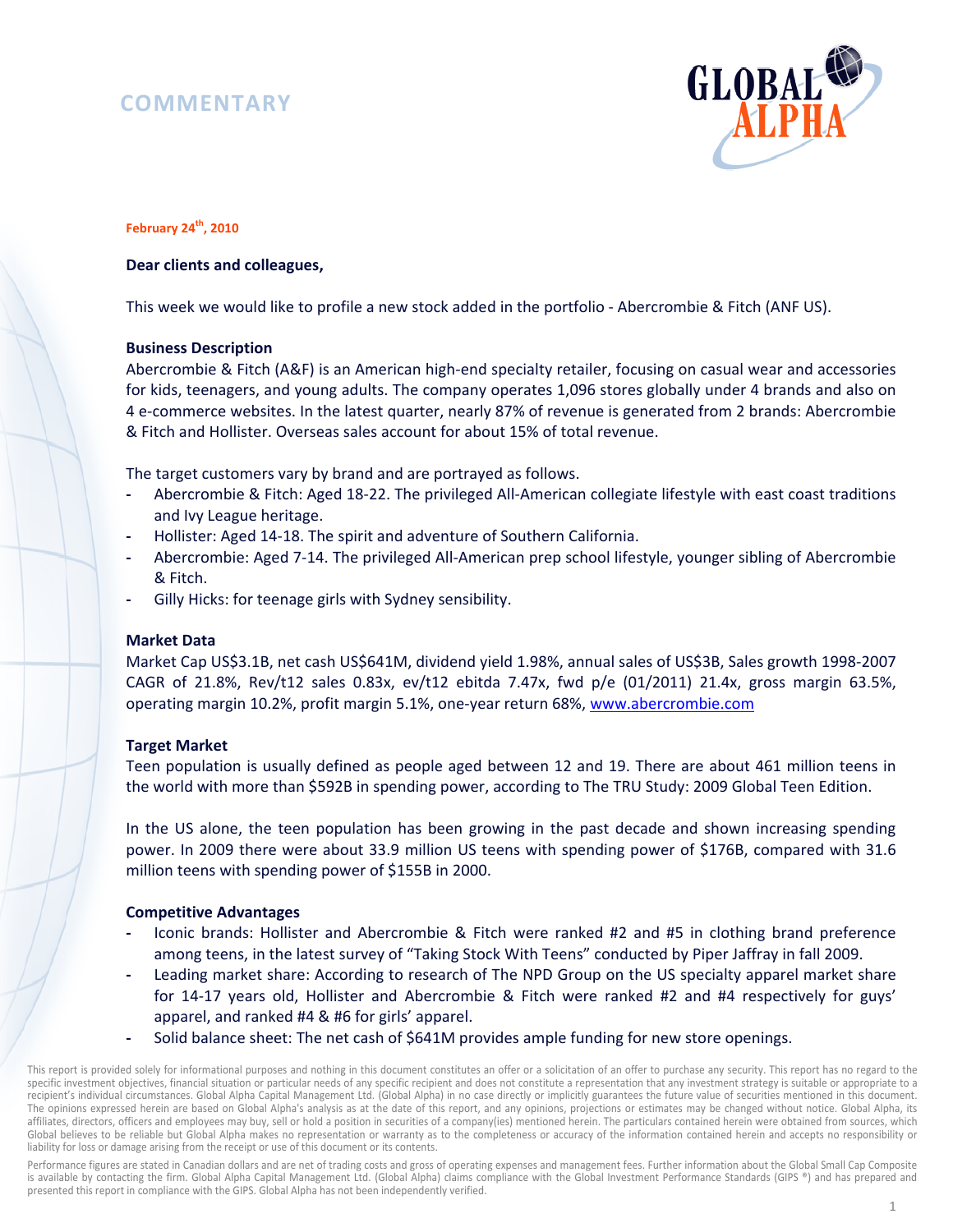# COMMENTARY

**February 24th, 2010**

**Dear clients and colleagues,**

This week we would like to profile a new stock added in the portfolio - Abercrombie & Fitch (ANF US).

**Business Description**

Abercrombie & Fitch (A&F) is an American high-end specialty retailer, focusing on casual wear and accessories for kids, teenagers, and young adults. The company operates 1,096 stores globally under 4 brands and also on 4 e-commerce websites. In the latest quarter, nearly 87% of revenue is generated from 2 brands: Abercrombie & Fitch and Hollister. Overseas sales account for about 15% of total revenue.

The target customers vary by brand and are portrayed as follows.

- Abercrombie & Fitch: Aged 18-22. The privileged All-American collegiate lifestyle with east coast traditions and Ivy League heritage.
- Hollister: Aged 14-18. The spirit and adventure of Southern California.
- Abercrombie: Aged 7-14. The privileged All-American prep school lifestyle, younger sibling of Abercrombie & Fitch.
- Gilly Hicks: for teenage girls with Sydney sensibility.

**Market Data**

Market Cap US$3.1B, net cash US$641M, dividend yield 1.98%, annual sales of US$3B, Sales growth 1998-2007 CAGR of 21.8%, Rev/t12 sales 0.83x, ev/t12 ebitda 7.47x, fwd p/e (01/2011) 21.4x, gross margin 63.5%, operating margin 10.2%, profit margin 5.1%, one-year return 68%, www.abercrombie.com

**Target Market**

Teen population is usually defined as people aged between 12 and 19. There are about 461 million teens in the world with more than $592B in spending power, according to The TRU Study: 2009 Global Teen Edition.

In the US alone, the teen population has been growing in the past decade and shown increasing spending power. In 2009 there were about 33.9 million US teens with spending power of $176B, compared with 31.6 million teens with spending power of $155B in 2000.

**Competitive Advantages**

- Iconic brands: Hollister and Abercrombie & Fitch were ranked #2 and #5 in clothing brand preference among teens, in the latest survey of "Taking Stock With Teens" conducted by Piper Jaffray in fall 2009.
- Leading market share: According to research of The NPD Group on the US specialty apparel market share for 14-17 years old, Hollister and Abercrombie & Fitch were ranked #2 and #4 respectively for guys' apparel, and ranked #4 & #6 for girls' apparel.
- Solid balance sheet: The net cash of $641M provides ample funding for new store openings.

This report is provided solely for informational purposes and nothing in this document constitutes an offer or a solicitation of an offer to purchase any security. This report has no regard to the specific investment objectives, financial situation or particular needs of any specific recipient and does not constitute a representation that any investment strategy is suitable or appropriate to a recipient's individual circumstances. Global Alpha Capital Management Ltd. (Global Alpha) in no case directly or implicitly guarantees the future value of securities mentioned in this document. The opinions expressed herein are based on Global Alpha's analysis as at the date of this report, and any opinions, projections or estimates may be changed without notice. Global Alpha, its affiliates, directors, officers and employees may buy, sell or hold a position in securities of a company(ies) mentioned herein. The particulars contained herein were obtained from sources, which Global believes to be reliable but Global Alpha makes no representation or warranty as to the completeness or accuracy of the information contained herein and accepts no responsibility or liability for loss or damage arising from the receipt or use of this document or its contents.

Performance figures are stated in Canadian dollars and are net of trading costs and gross of operating expenses and management fees. Further information about the Global Small Cap Composite is available by contacting the firm. Global Alpha Capital Management Ltd. (Global Alpha) claims compliance with the Global Investment Performance Standards (GIPS ®) and has prepared and presented this report in compliance with the GIPS. Global Alpha has not been independently verified.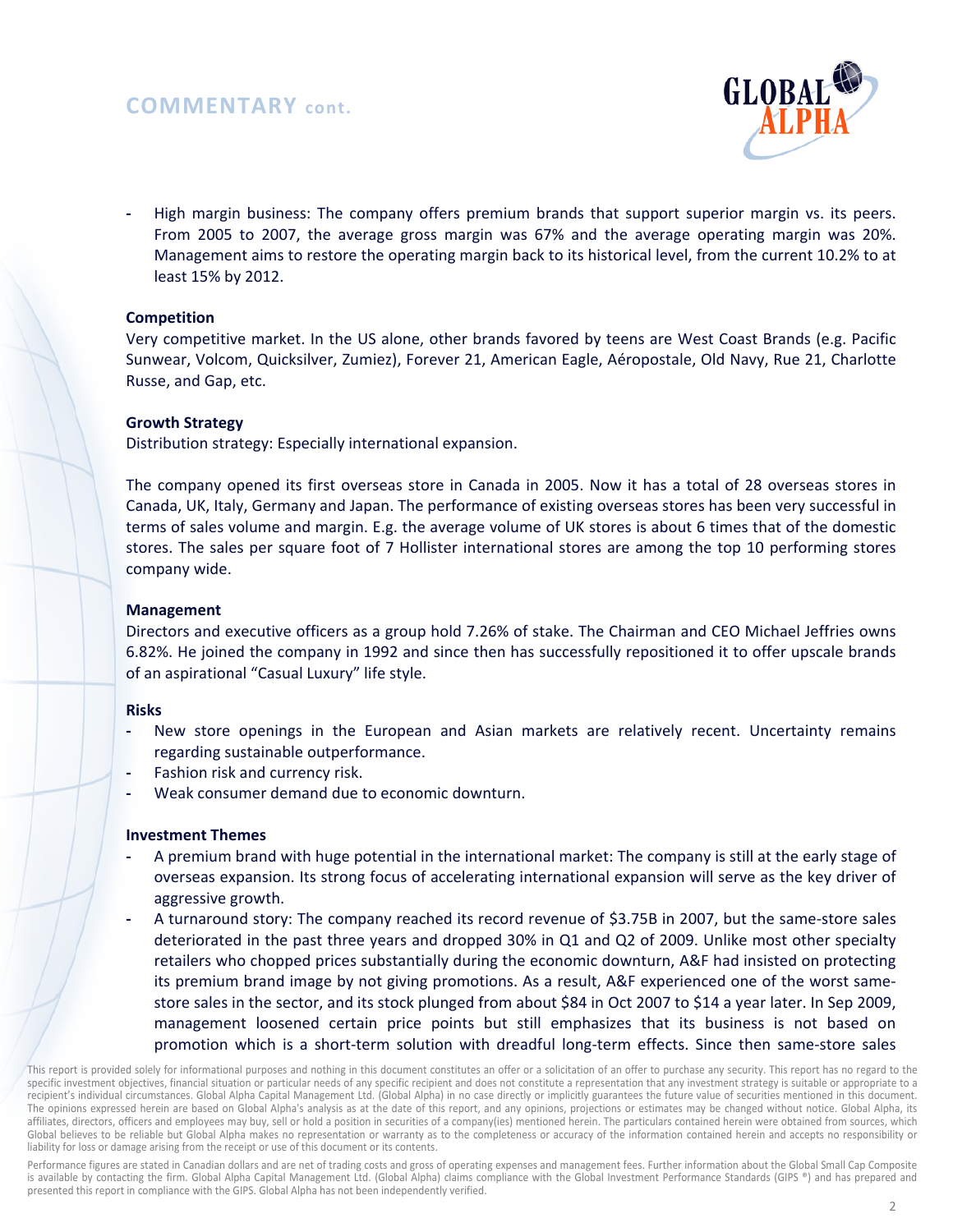## COMMENTARY cont.

- High margin business: The company offers premium brands that support superior margin vs. its peers. From 2005 to 2007, the average gross margin was 67% and the average operating margin was 20%. Management aims to restore the operating margin back to its historical level, from the current 10.2% to at least 15% by 2012.

**Competition**

Very competitive market. In the US alone, other brands favored by teens are West Coast Brands (e.g. Pacific Sunwear, Volcom, Quicksilver, Zumiez), Forever 21, American Eagle, Aéropostale, Old Navy, Rue 21, Charlotte Russe, and Gap, etc.

**Growth Strategy**

Distribution strategy: Especially international expansion.

The company opened its first overseas store in Canada in 2005. Now it has a total of 28 overseas stores in Canada, UK, Italy, Germany and Japan. The performance of existing overseas stores has been very successful in terms of sales volume and margin. E.g. the average volume of UK stores is about 6 times that of the domestic stores. The sales per square foot of 7 Hollister international stores are among the top 10 performing stores company wide.

**Management**

Directors and executive officers as a group hold 7.26% of stake. The Chairman and CEO Michael Jeffries owns 6.82%. He joined the company in 1992 and since then has successfully repositioned it to offer upscale brands of an aspirational "Casual Luxury" life style.

**Risks**

- New store openings in the European and Asian markets are relatively recent. Uncertainty remains regarding sustainable outperformance.
- Fashion risk and currency risk.
- Weak consumer demand due to economic downturn.

**Investment Themes**

- A premium brand with huge potential in the international market: The company is still at the early stage of overseas expansion. Its strong focus of accelerating international expansion will serve as the key driver of aggressive growth.
- A turnaround story: The company reached its record revenue of $3.75B in 2007, but the same-store sales deteriorated in the past three years and dropped 30% in Q1 and Q2 of 2009. Unlike most other specialty retailers who chopped prices substantially during the economic downturn, A&F had insisted on protecting its premium brand image by not giving promotions. As a result, A&F experienced one of the worst same-store sales in the sector, and its stock plunged from about $84 in Oct 2007 to $14 a year later. In Sep 2009, management loosened certain price points but still emphasizes that its business is not based on promotion which is a short-term solution with dreadful long-term effects. Since then same-store sales

This report is provided solely for informational purposes and nothing in this document constitutes an offer or a solicitation of an offer to purchase any security. This report has no regard to the specific investment objectives, financial situation or particular needs of any specific recipient and does not constitute a representation that any investment strategy is suitable or appropriate to a recipient's individual circumstances. Global Alpha Capital Management Ltd. (Global Alpha) in no case directly or implicitly guarantees the future value of securities mentioned in this document. The opinions expressed herein are based on Global Alpha's analysis as at the date of this report, and any opinions, projections or estimates may be changed without notice. Global Alpha, its affiliates, directors, officers and employees may buy, sell or hold a position in securities of a company(ies) mentioned herein. The particulars contained herein were obtained from sources, which Global believes to be reliable but Global Alpha makes no representation or warranty as to the completeness or accuracy of the information contained herein and accepts no responsibility or liability for loss or damage arising from the receipt or use of this document or its contents.

Performance figures are stated in Canadian dollars and are net of trading costs and gross of operating expenses and management fees. Further information about the Global Small Cap Composite is available by contacting the firm. Global Alpha Capital Management Ltd. (Global Alpha) claims compliance with the Global Investment Performance Standards (GIPS ®) and has prepared and presented this report in compliance with the GIPS. Global Alpha has not been independently verified.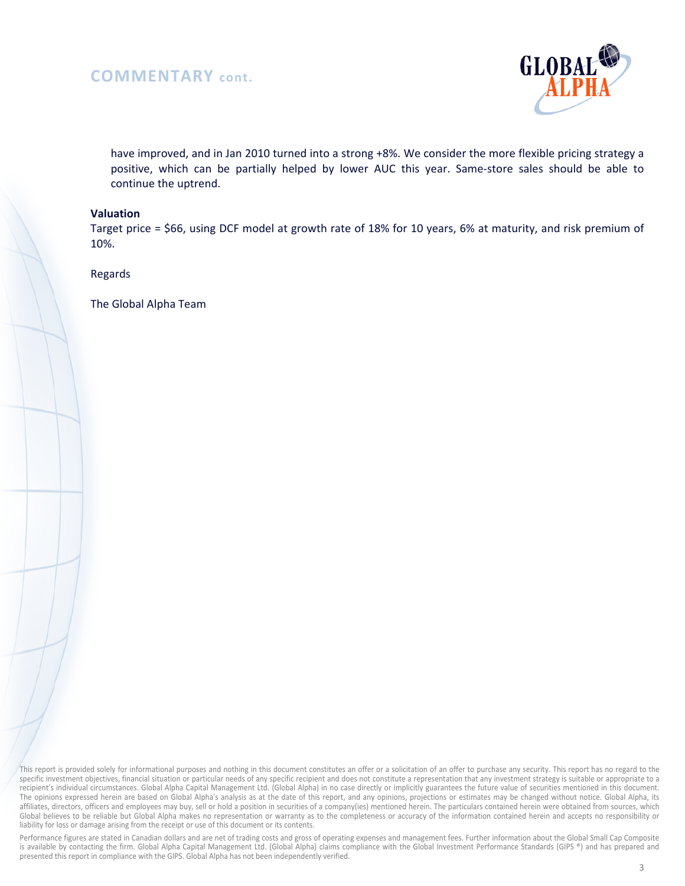have improved, and in Jan 2010 turned into a strong +8%. We consider the more flexible pricing strategy a positive, which can be partially helped by lower AUC this year. Same-store sales should be able to continue the uptrend.

**Valuation**

Target price = $66, using DCF model at growth rate of 18% for 10 years, 6% at maturity, and risk premium of 10%.

Regards

The Global Alpha Team

This report is provided solely for informational purposes and nothing in this document constitutes an offer or a solicitation of an offer to purchase any security. This report has no regard to the specific investment objectives, financial situation or particular needs of any specific recipient and does not constitute a representation that any investment strategy is suitable or appropriate to a recipient's individual circumstances. Global Alpha Capital Management Ltd. (Global Alpha) in no case directly or implicitly guarantees the future value of securities mentioned in this document. The opinions expressed herein are based on Global Alpha's analysis as at the date of this report, and any opinions, projections or estimates may be changed without notice. Global Alpha, its affiliates, directors, officers and employees may buy, sell or hold a position in securities of a company(ies) mentioned herein. The particulars contained herein were obtained from sources, which Global believes to be reliable but Global Alpha makes no representation or warranty as to the completeness or accuracy of the information contained herein and accepts no responsibility or liability for loss or damage arising from the receipt or use of this document or its contents.

Performance figures are stated in Canadian dollars and are net of trading costs and gross of operating expenses and management fees. Further information about the Global Small Cap Composite is available by contacting the firm. Global Alpha Capital Management Ltd. (Global Alpha) claims compliance with the Global Investment Performance Standards (GIPS ®) and has prepared and presented this report in compliance with the GIPS. Global Alpha has not been independently verified.